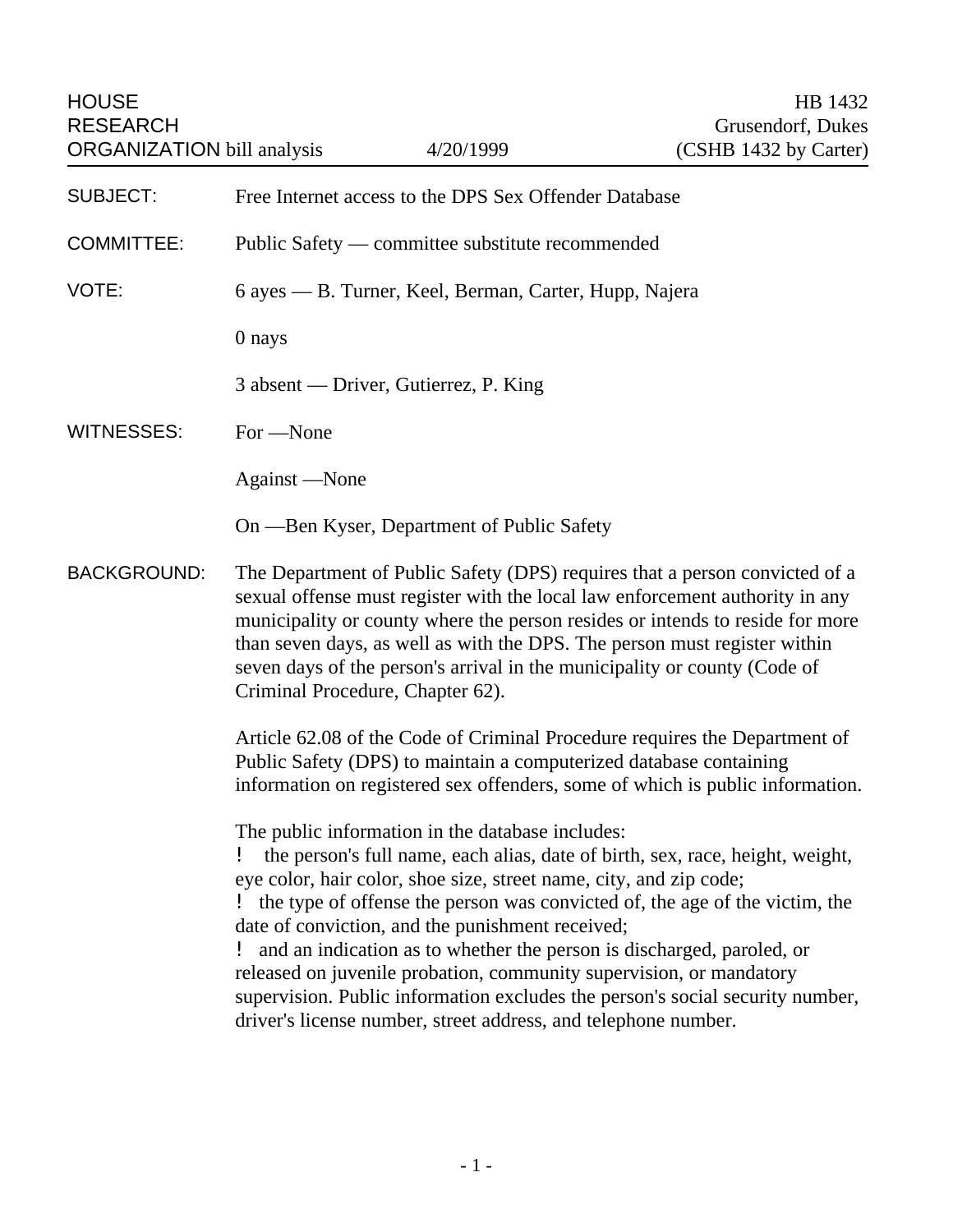HOUSE RESEARCH ORGANIZATION bill analysis | 4/20/1999 | HB 1432 Grusendorf, Dukes (CSHB 1432 by Carter)

| | |
|---|---|
| SUBJECT: | Free Internet access to the DPS Sex Offender Database |
| COMMITTEE: | Public Safety — committee substitute recommended |
| VOTE: | 6 ayes — B. Turner, Keel, Berman, Carter, Hupp, Najera<br><br>0 nays<br><br>3 absent — Driver, Gutierrez, P. King |
| WITNESSES: | For —None<br><br>Against —None<br><br>On —Ben Kyser, Department of Public Safety |

**BACKGROUND:**

The Department of Public Safety (DPS) requires that a person convicted of a sexual offense must register with the local law enforcement authority in any municipality or county where the person resides or intends to reside for more than seven days, as well as with the DPS. The person must register within seven days of the person's arrival in the municipality or county (Code of Criminal Procedure, Chapter 62).

Article 62.08 of the Code of Criminal Procedure requires the Department of Public Safety (DPS) to maintain a computerized database containing information on registered sex offenders, some of which is public information.

The public information in the database includes:

- the person's full name, each alias, date of birth, sex, race, height, weight, eye color, hair color, shoe size, street name, city, and zip code;
- the type of offense the person was convicted of, the age of the victim, the date of conviction, and the punishment received;
- and an indication as to whether the person is discharged, paroled, or released on juvenile probation, community supervision, or mandatory supervision. Public information excludes the person's social security number, driver's license number, street address, and telephone number.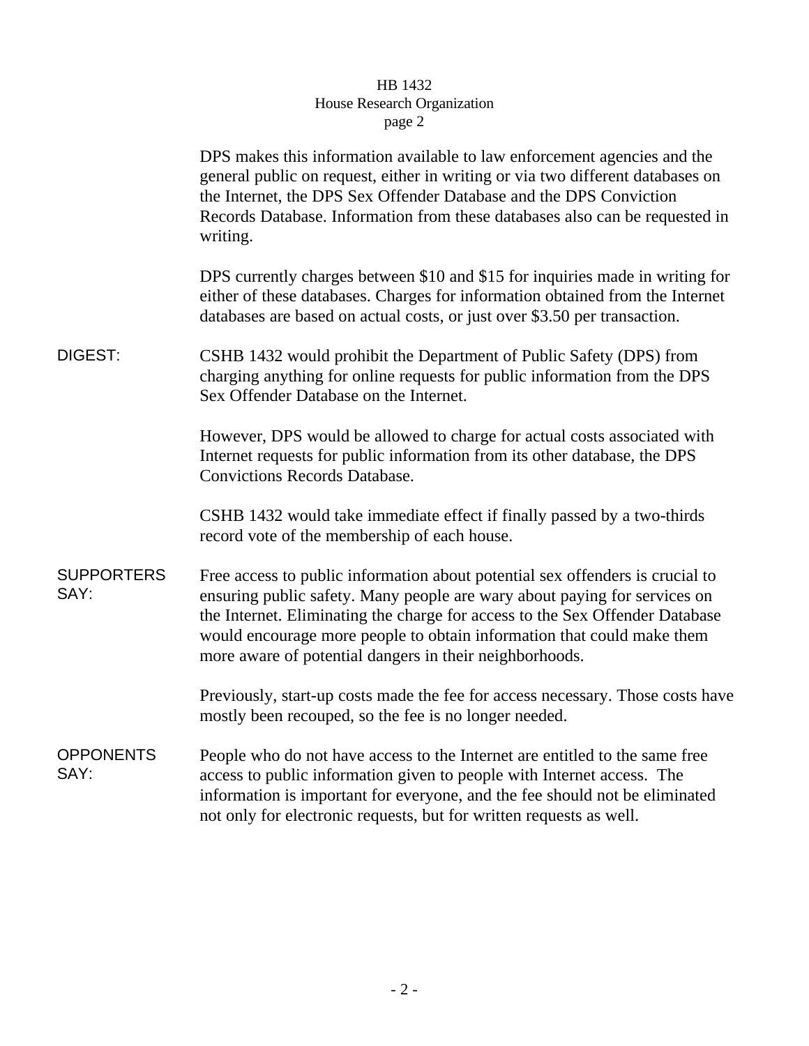DPS makes this information available to law enforcement agencies and the general public on request, either in writing or via two different databases on the Internet, the DPS Sex Offender Database and the DPS Conviction Records Database. Information from these databases also can be requested in writing.

DPS currently charges between $10 and $15 for inquiries made in writing for either of these databases. Charges for information obtained from the Internet databases are based on actual costs, or just over $3.50 per transaction.

**DIGEST:** CSHB 1432 would prohibit the Department of Public Safety (DPS) from charging anything for online requests for public information from the DPS Sex Offender Database on the Internet.

However, DPS would be allowed to charge for actual costs associated with Internet requests for public information from its other database, the DPS Convictions Records Database.

CSHB 1432 would take immediate effect if finally passed by a two-thirds record vote of the membership of each house.

**SUPPORTERS SAY:** Free access to public information about potential sex offenders is crucial to ensuring public safety. Many people are wary about paying for services on the Internet. Eliminating the charge for access to the Sex Offender Database would encourage more people to obtain information that could make them more aware of potential dangers in their neighborhoods.

Previously, start-up costs made the fee for access necessary. Those costs have mostly been recouped, so the fee is no longer needed.

**OPPONENTS SAY:** People who do not have access to the Internet are entitled to the same free access to public information given to people with Internet access. The information is important for everyone, and the fee should not be eliminated not only for electronic requests, but for written requests as well.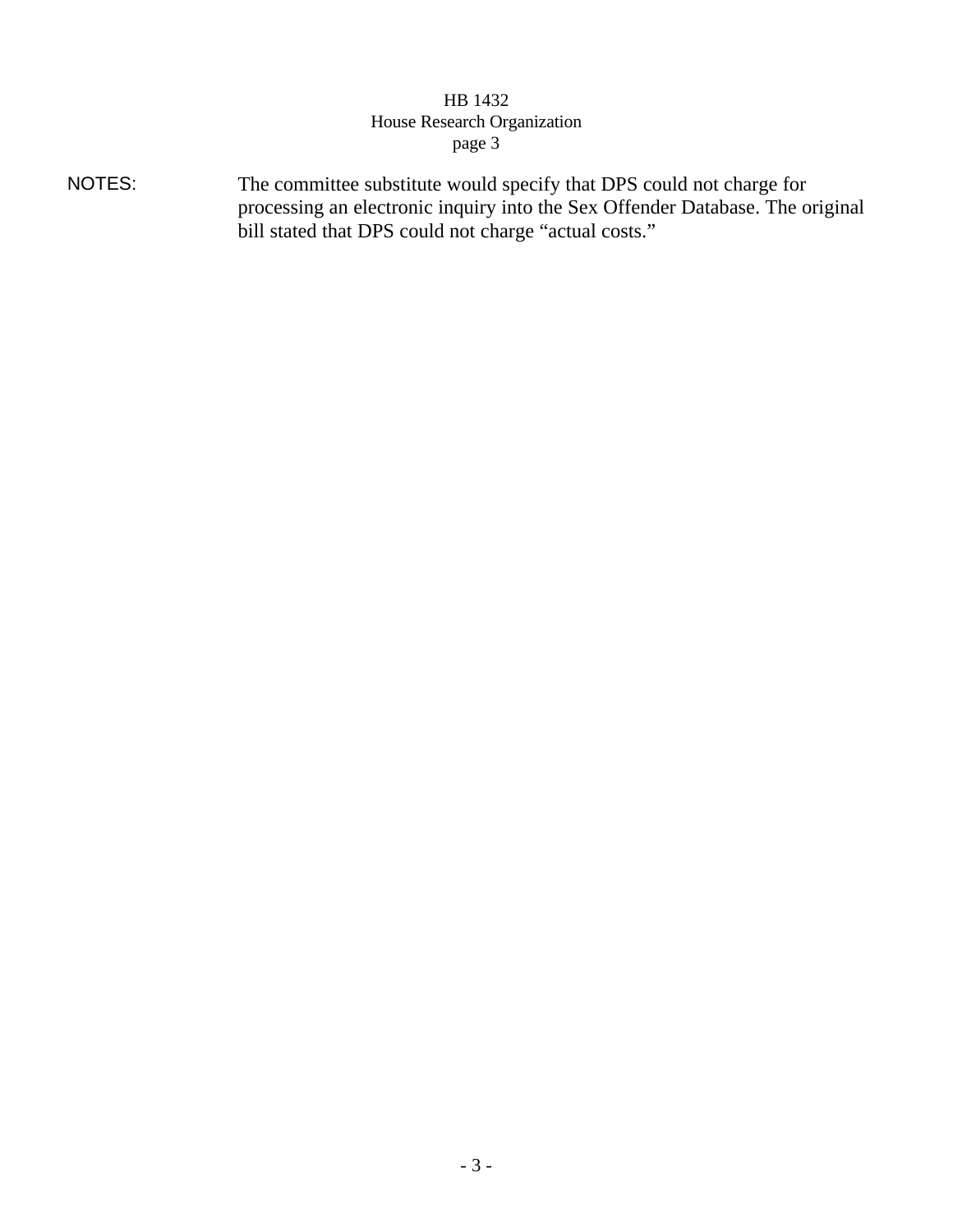NOTES: The committee substitute would specify that DPS could not charge for processing an electronic inquiry into the Sex Offender Database. The original bill stated that DPS could not charge “actual costs.”